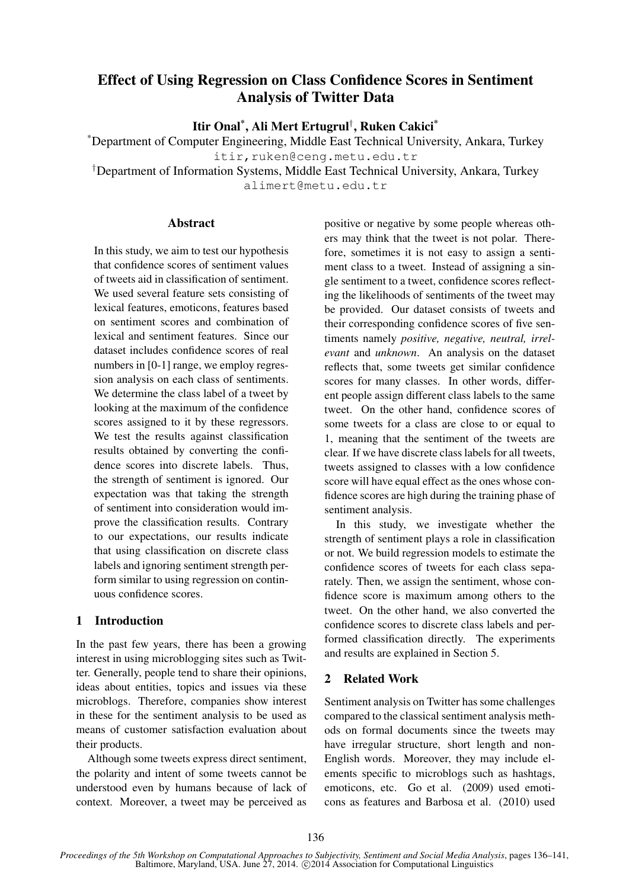# Effect of Using Regression on Class Confidence Scores in Sentiment Analysis of Twitter Data

**Itir Onal[*], Ali Mert Ertugrul[†], Ruken Cakici[*]**

[*]Department of Computer Engineering, Middle East Technical University, Ankara, Turkey
itir,ruken@ceng.metu.edu.tr

[†]Department of Information Systems, Middle East Technical University, Ankara, Turkey
alimert@metu.edu.tr

## Abstract

In this study, we aim to test our hypothesis that confidence scores of sentiment values of tweets aid in classification of sentiment. We used several feature sets consisting of lexical features, emoticons, features based on sentiment scores and combination of lexical and sentiment features. Since our dataset includes confidence scores of real numbers in [0-1] range, we employ regression analysis on each class of sentiments. We determine the class label of a tweet by looking at the maximum of the confidence scores assigned to it by these regressors. We test the results against classification results obtained by converting the confidence scores into discrete labels. Thus, the strength of sentiment is ignored. Our expectation was that taking the strength of sentiment into consideration would improve the classification results. Contrary to our expectations, our results indicate that using classification on discrete class labels and ignoring sentiment strength perform similar to using regression on continuous confidence scores.

## 1 Introduction

In the past few years, there has been a growing interest in using microblogging sites such as Twitter. Generally, people tend to share their opinions, ideas about entities, topics and issues via these microblogs. Therefore, companies show interest in these for the sentiment analysis to be used as means of customer satisfaction evaluation about their products.

Although some tweets express direct sentiment, the polarity and intent of some tweets cannot be understood even by humans because of lack of context. Moreover, a tweet may be perceived as positive or negative by some people whereas others may think that the tweet is not polar. Therefore, sometimes it is not easy to assign a sentiment class to a tweet. Instead of assigning a single sentiment to a tweet, confidence scores reflecting the likelihoods of sentiments of the tweet may be provided. Our dataset consists of tweets and their corresponding confidence scores of five sentiments namely *positive, negative, neutral, irrelevant* and *unknown*. An analysis on the dataset reflects that, some tweets get similar confidence scores for many classes. In other words, different people assign different class labels to the same tweet. On the other hand, confidence scores of some tweets for a class are close to or equal to 1, meaning that the sentiment of the tweets are clear. If we have discrete class labels for all tweets, tweets assigned to classes with a low confidence score will have equal effect as the ones whose confidence scores are high during the training phase of sentiment analysis.

In this study, we investigate whether the strength of sentiment plays a role in classification or not. We build regression models to estimate the confidence scores of tweets for each class separately. Then, we assign the sentiment, whose confidence score is maximum among others to the tweet. On the other hand, we also converted the confidence scores to discrete class labels and performed classification directly. The experiments and results are explained in Section 5.

## 2 Related Work

Sentiment analysis on Twitter has some challenges compared to the classical sentiment analysis methods on formal documents since the tweets may have irregular structure, short length and non-English words. Moreover, they may include elements specific to microblogs such as hashtags, emoticons, etc. Go et al. (2009) used emoticons as features and Barbosa et al. (2010) used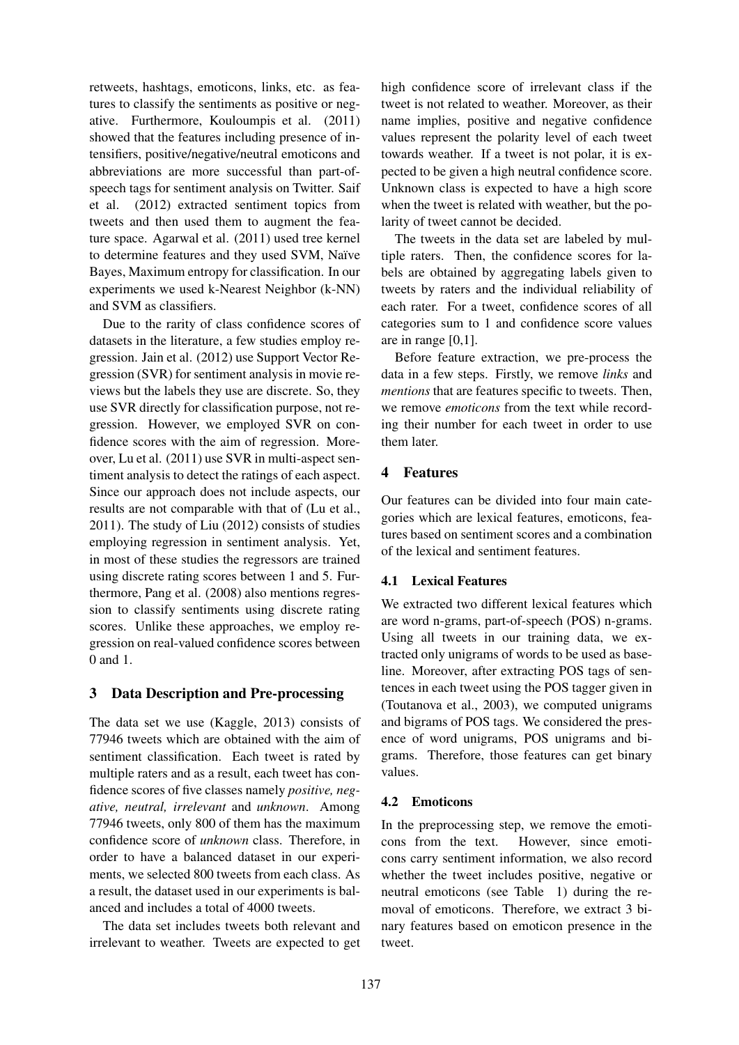retweets, hashtags, emoticons, links, etc. as features to classify the sentiments as positive or negative. Furthermore, Kouloumpis et al. (2011) showed that the features including presence of intensifiers, positive/negative/neutral emoticons and abbreviations are more successful than part-of-speech tags for sentiment analysis on Twitter. Saif et al. (2012) extracted sentiment topics from tweets and then used them to augment the feature space. Agarwal et al. (2011) used tree kernel to determine features and they used SVM, Naïve Bayes, Maximum entropy for classification. In our experiments we used k-Nearest Neighbor (k-NN) and SVM as classifiers.

Due to the rarity of class confidence scores of datasets in the literature, a few studies employ regression. Jain et al. (2012) use Support Vector Regression (SVR) for sentiment analysis in movie reviews but the labels they use are discrete. So, they use SVR directly for classification purpose, not regression. However, we employed SVR on confidence scores with the aim of regression. Moreover, Lu et al. (2011) use SVR in multi-aspect sentiment analysis to detect the ratings of each aspect. Since our approach does not include aspects, our results are not comparable with that of (Lu et al., 2011). The study of Liu (2012) consists of studies employing regression in sentiment analysis. Yet, in most of these studies the regressors are trained using discrete rating scores between 1 and 5. Furthermore, Pang et al. (2008) also mentions regression to classify sentiments using discrete rating scores. Unlike these approaches, we employ regression on real-valued confidence scores between 0 and 1.

## 3 Data Description and Pre-processing

The data set we use (Kaggle, 2013) consists of 77946 tweets which are obtained with the aim of sentiment classification. Each tweet is rated by multiple raters and as a result, each tweet has confidence scores of five classes namely *positive, negative, neutral, irrelevant* and *unknown*. Among 77946 tweets, only 800 of them has the maximum confidence score of *unknown* class. Therefore, in order to have a balanced dataset in our experiments, we selected 800 tweets from each class. As a result, the dataset used in our experiments is balanced and includes a total of 4000 tweets.

The data set includes tweets both relevant and irrelevant to weather. Tweets are expected to get high confidence score of irrelevant class if the tweet is not related to weather. Moreover, as their name implies, positive and negative confidence values represent the polarity level of each tweet towards weather. If a tweet is not polar, it is expected to be given a high neutral confidence score. Unknown class is expected to have a high score when the tweet is related with weather, but the polarity of tweet cannot be decided.

The tweets in the data set are labeled by multiple raters. Then, the confidence scores for labels are obtained by aggregating labels given to tweets by raters and the individual reliability of each rater. For a tweet, confidence scores of all categories sum to 1 and confidence score values are in range [0,1].

Before feature extraction, we pre-process the data in a few steps. Firstly, we remove *links* and *mentions* that are features specific to tweets. Then, we remove *emoticons* from the text while recording their number for each tweet in order to use them later.

## 4 Features

Our features can be divided into four main categories which are lexical features, emoticons, features based on sentiment scores and a combination of the lexical and sentiment features.

### 4.1 Lexical Features

We extracted two different lexical features which are word n-grams, part-of-speech (POS) n-grams. Using all tweets in our training data, we extracted only unigrams of words to be used as baseline. Moreover, after extracting POS tags of sentences in each tweet using the POS tagger given in (Toutanova et al., 2003), we computed unigrams and bigrams of POS tags. We considered the presence of word unigrams, POS unigrams and bigrams. Therefore, those features can get binary values.

### 4.2 Emoticons

In the preprocessing step, we remove the emoticons from the text. However, since emoticons carry sentiment information, we also record whether the tweet includes positive, negative or neutral emoticons (see Table 1) during the removal of emoticons. Therefore, we extract 3 binary features based on emoticon presence in the tweet.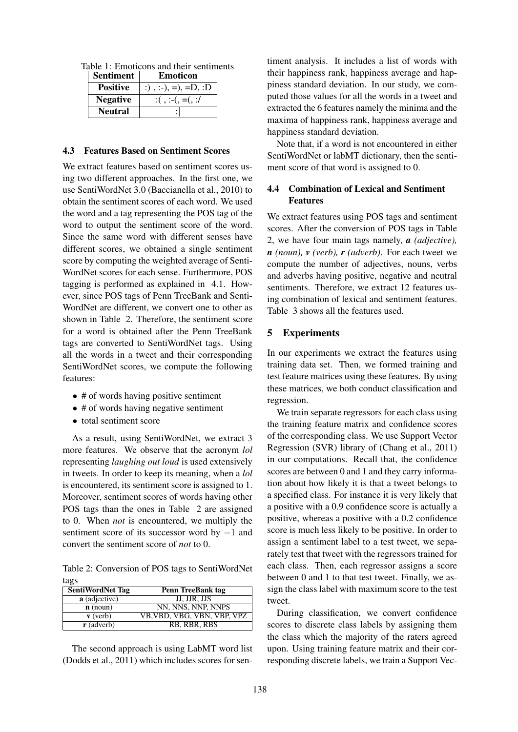Table 1: Emoticons and their sentiments

| Sentiment | Emoticon |
|---|---|
| **Positive** | :) , :-), =), =D, :D |
| **Negative** | :( , :-(, =(, :/ |
| **Neutral** | :\| |

### 4.3 Features Based on Sentiment Scores

We extract features based on sentiment scores using two different approaches. In the first one, we use SentiWordNet 3.0 (Baccianella et al., 2010) to obtain the sentiment scores of each word. We used the word and a tag representing the POS tag of the word to output the sentiment score of the word. Since the same word with different senses have different scores, we obtained a single sentiment score by computing the weighted average of SentiWordNet scores for each sense. Furthermore, POS tagging is performed as explained in 4.1. However, since POS tags of Penn TreeBank and SentiWordNet are different, we convert one to other as shown in Table 2. Therefore, the sentiment score for a word is obtained after the Penn TreeBank tags are converted to SentiWordNet tags. Using all the words in a tweet and their corresponding SentiWordNet scores, we compute the following features:

- # of words having positive sentiment
- # of words having negative sentiment
- total sentiment score

As a result, using SentiWordNet, we extract 3 more features. We observe that the acronym *lol* representing *laughing out loud* is used extensively in tweets. In order to keep its meaning, when a *lol* is encountered, its sentiment score is assigned to 1. Moreover, sentiment scores of words having other POS tags than the ones in Table 2 are assigned to 0. When *not* is encountered, we multiply the sentiment score of its successor word by $-1$ and convert the sentiment score of *not* to 0.

Table 2: Conversion of POS tags to SentiWordNet tags

| SentiWordNet Tag | Penn TreeBank tag |
|---|---|
| **a** (adjective) | JJ, JJR, JJS |
| **n** (noun) | NN, NNS, NNP, NNPS |
| **v** (verb) | VB,VBD, VBG, VBN, VBP, VPZ |
| **r** (adverb) | RB, RBR, RBS |

The second approach is using LabMT word list (Dodds et al., 2011) which includes scores for sentiment analysis. It includes a list of words with their happiness rank, happiness average and happiness standard deviation. In our study, we computed those values for all the words in a tweet and extracted the 6 features namely the minima and the maxima of happiness rank, happiness average and happiness standard deviation.

Note that, if a word is not encountered in either SentiWordNet or labMT dictionary, then the sentiment score of that word is assigned to 0.

### 4.4 Combination of Lexical and Sentiment Features

We extract features using POS tags and sentiment scores. After the conversion of POS tags in Table 2, we have four main tags namely, ***a** (adjective)*, ***n** (noun)*, ***v** (verb)*, ***r** (adverb)*. For each tweet we compute the number of adjectives, nouns, verbs and adverbs having positive, negative and neutral sentiments. Therefore, we extract 12 features using combination of lexical and sentiment features. Table 3 shows all the features used.

## 5 Experiments

In our experiments we extract the features using training data set. Then, we formed training and test feature matrices using these features. By using these matrices, we both conduct classification and regression.

We train separate regressors for each class using the training feature matrix and confidence scores of the corresponding class. We use Support Vector Regression (SVR) library of (Chang et al., 2011) in our computations. Recall that, the confidence scores are between 0 and 1 and they carry information about how likely it is that a tweet belongs to a specified class. For instance it is very likely that a positive with a 0.9 confidence score is actually a positive, whereas a positive with a 0.2 confidence score is much less likely to be positive. In order to assign a sentiment label to a test tweet, we separately test that tweet with the regressors trained for each class. Then, each regressor assigns a score between 0 and 1 to that test tweet. Finally, we assign the class label with maximum score to the test tweet.

During classification, we convert confidence scores to discrete class labels by assigning them the class which the majority of the raters agreed upon. Using training feature matrix and their corresponding discrete labels, we train a Support Vec-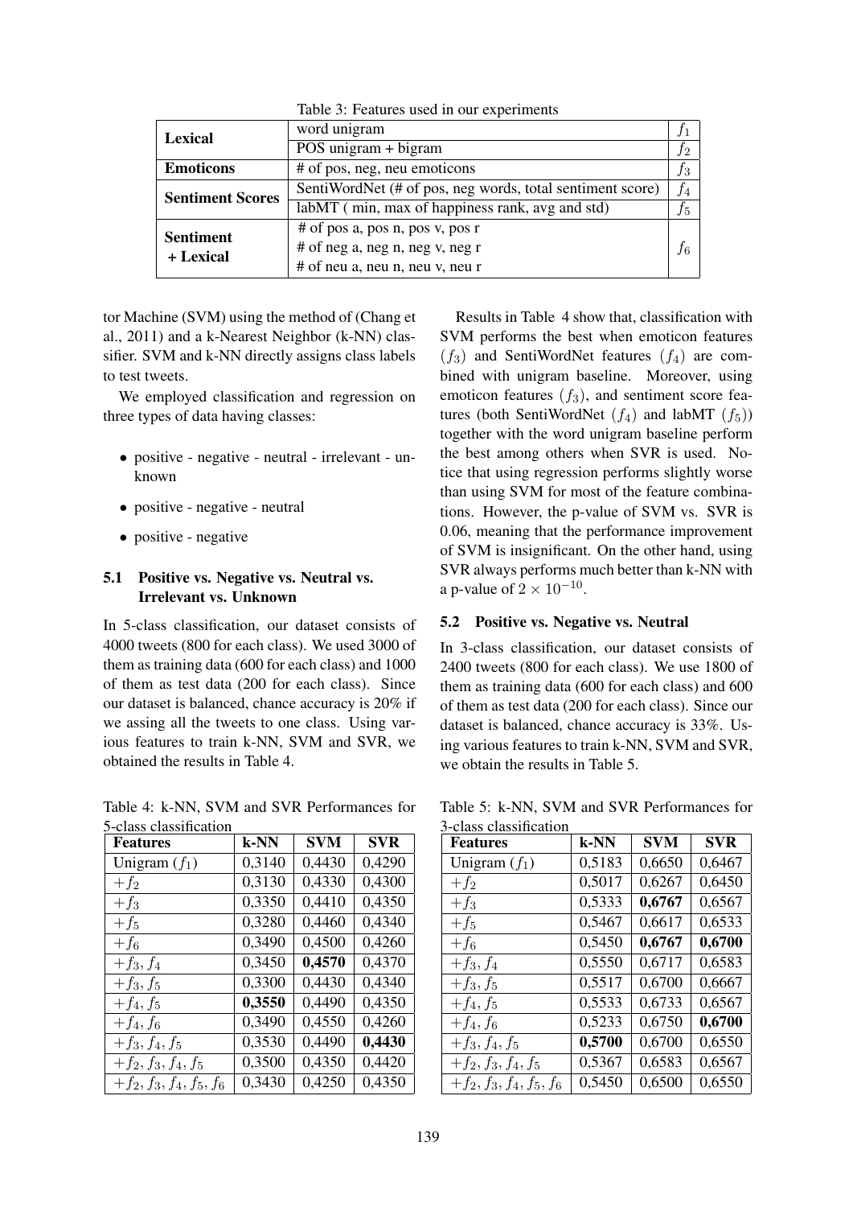Table 3: Features used in our experiments

| | | |
|---|---|---|
| **Lexical** | word unigram | $f_1$ |
| | POS unigram + bigram | $f_2$ |
| **Emoticons** | # of pos, neg, neu emoticons | $f_3$ |
| **Sentiment Scores** | SentiWordNet (# of pos, neg words, total sentiment score) | $f_4$ |
| | labMT ( min, max of happiness rank, avg and std) | $f_5$ |
| **Sentiment + Lexical** | # of pos a, pos n, pos v, pos r<br># of neg a, neg n, neg v, neg r<br># of neu a, neu n, neu v, neu r | $f_6$ |

tor Machine (SVM) using the method of (Chang et al., 2011) and a k-Nearest Neighbor (k-NN) classifier. SVM and k-NN directly assigns class labels to test tweets.

We employed classification and regression on three types of data having classes:

- positive - negative - neutral - irrelevant - unknown
- positive - negative - neutral
- positive - negative

### 5.1 Positive vs. Negative vs. Neutral vs. Irrelevant vs. Unknown

In 5-class classification, our dataset consists of 4000 tweets (800 for each class). We used 3000 of them as training data (600 for each class) and 1000 of them as test data (200 for each class). Since our dataset is balanced, chance accuracy is 20% if we assing all the tweets to one class. Using various features to train k-NN, SVM and SVR, we obtained the results in Table 4.

Table 4: k-NN, SVM and SVR Performances for 5-class classification

| Features | k-NN | SVM | SVR |
|---|---|---|---|
| Unigram ($f_1$) | 0,3140 | 0,4430 | 0,4290 |
| $+f_2$ | 0,3130 | 0,4330 | 0,4300 |
| $+f_3$ | 0,3350 | 0,4410 | 0,4350 |
| $+f_5$ | 0,3280 | 0,4460 | 0,4340 |
| $+f_6$ | 0,3490 | 0,4500 | 0,4260 |
| $+f_3, f_4$ | 0,3450 | **0,4570** | 0,4370 |
| $+f_3, f_5$ | 0,3300 | 0,4430 | 0,4340 |
| $+f_4, f_5$ | **0,3550** | 0,4490 | 0,4350 |
| $+f_4, f_6$ | 0,3490 | 0,4550 | 0,4260 |
| $+f_3, f_4, f_5$ | 0,3530 | 0,4490 | **0,4430** |
| $+f_2, f_3, f_4, f_5$ | 0,3500 | 0,4350 | 0,4420 |
| $+f_2, f_3, f_4, f_5, f_6$ | 0,3430 | 0,4250 | 0,4350 |

Results in Table 4 show that, classification with SVM performs the best when emoticon features ($f_3$) and SentiWordNet features ($f_4$) are combined with unigram baseline. Moreover, using emoticon features ($f_3$), and sentiment score features (both SentiWordNet ($f_4$) and labMT ($f_5$)) together with the word unigram baseline perform the best among others when SVR is used. Notice that using regression performs slightly worse than using SVM for most of the feature combinations. However, the p-value of SVM vs. SVR is 0.06, meaning that the performance improvement of SVM is insignificant. On the other hand, using SVR always performs much better than k-NN with a p-value of $2 \times 10^{-10}$.

### 5.2 Positive vs. Negative vs. Neutral

In 3-class classification, our dataset consists of 2400 tweets (800 for each class). We use 1800 of them as training data (600 for each class) and 600 of them as test data (200 for each class). Since our dataset is balanced, chance accuracy is 33%. Using various features to train k-NN, SVM and SVR, we obtain the results in Table 5.

Table 5: k-NN, SVM and SVR Performances for 3-class classification

| Features | k-NN | SVM | SVR |
|---|---|---|---|
| Unigram ($f_1$) | 0,5183 | 0,6650 | 0,6467 |
| $+f_2$ | 0,5017 | 0,6267 | 0,6450 |
| $+f_3$ | 0,5333 | **0,6767** | 0,6567 |
| $+f_5$ | 0,5467 | 0,6617 | 0,6533 |
| $+f_6$ | 0,5450 | **0,6767** | **0,6700** |
| $+f_3, f_4$ | 0,5550 | 0,6717 | 0,6583 |
| $+f_3, f_5$ | 0,5517 | 0,6700 | 0,6667 |
| $+f_4, f_5$ | 0,5533 | 0,6733 | 0,6567 |
| $+f_4, f_6$ | 0,5233 | 0,6750 | **0,6700** |
| $+f_3, f_4, f_5$ | **0,5700** | 0,6700 | 0,6550 |
| $+f_2, f_3, f_4, f_5$ | 0,5367 | 0,6583 | 0,6567 |
| $+f_2, f_3, f_4, f_5, f_6$ | 0,5450 | 0,6500 | 0,6550 |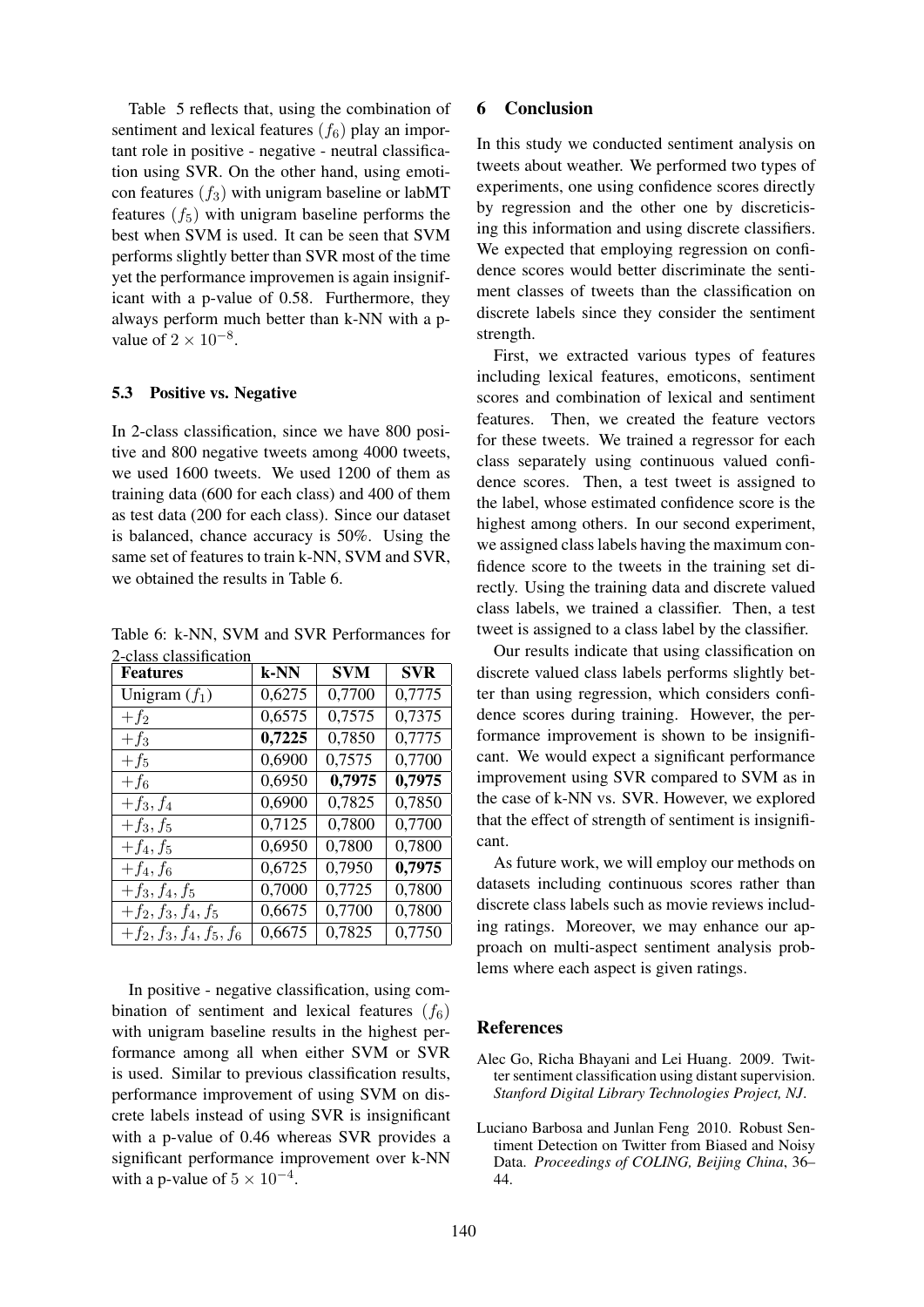Table 5 reflects that, using the combination of sentiment and lexical features ($f_6$) play an important role in positive - negative - neutral classification using SVR. On the other hand, using emoticon features ($f_3$) with unigram baseline or labMT features ($f_5$) with unigram baseline performs the best when SVM is used. It can be seen that SVM performs slightly better than SVR most of the time yet the performance improvemen is again insignificant with a p-value of 0.58. Furthermore, they always perform much better than k-NN with a p-value of $2 \times 10^{-8}$.

### 5.3 Positive vs. Negative

In 2-class classification, since we have 800 positive and 800 negative tweets among 4000 tweets, we used 1600 tweets. We used 1200 of them as training data (600 for each class) and 400 of them as test data (200 for each class). Since our dataset is balanced, chance accuracy is 50%. Using the same set of features to train k-NN, SVM and SVR, we obtained the results in Table 6.

Table 6: k-NN, SVM and SVR Performances for 2-class classification

| Features | k-NN | SVM | SVR |
|---|---|---|---|
| Unigram ($f_1$) | 0,6275 | 0,7700 | 0,7775 |
| $+f_2$ | 0,6575 | 0,7575 | 0,7375 |
| $+f_3$ | **0,7225** | 0,7850 | 0,7775 |
| $+f_5$ | 0,6900 | 0,7575 | 0,7700 |
| $+f_6$ | 0,6950 | **0,7975** | **0,7975** |
| $+f_3, f_4$ | 0,6900 | 0,7825 | 0,7850 |
| $+f_3, f_5$ | 0,7125 | 0,7800 | 0,7700 |
| $+f_4, f_5$ | 0,6950 | 0,7800 | 0,7800 |
| $+f_4, f_6$ | 0,6725 | 0,7950 | **0,7975** |
| $+f_3, f_4, f_5$ | 0,7000 | 0,7725 | 0,7800 |
| $+f_2, f_3, f_4, f_5$ | 0,6675 | 0,7700 | 0,7800 |
| $+f_2, f_3, f_4, f_5, f_6$ | 0,6675 | 0,7825 | 0,7750 |

In positive - negative classification, using combination of sentiment and lexical features ($f_6$) with unigram baseline results in the highest performance among all when either SVM or SVR is used. Similar to previous classification results, performance improvement of using SVM on discrete labels instead of using SVR is insignificant with a p-value of 0.46 whereas SVR provides a significant performance improvement over k-NN with a p-value of $5 \times 10^{-4}$.

## 6 Conclusion

In this study we conducted sentiment analysis on tweets about weather. We performed two types of experiments, one using confidence scores directly by regression and the other one by discreticising this information and using discrete classifiers. We expected that employing regression on confidence scores would better discriminate the sentiment classes of tweets than the classification on discrete labels since they consider the sentiment strength.

First, we extracted various types of features including lexical features, emoticons, sentiment scores and combination of lexical and sentiment features. Then, we created the feature vectors for these tweets. We trained a regressor for each class separately using continuous valued confidence scores. Then, a test tweet is assigned to the label, whose estimated confidence score is the highest among others. In our second experiment, we assigned class labels having the maximum confidence score to the tweets in the training set directly. Using the training data and discrete valued class labels, we trained a classifier. Then, a test tweet is assigned to a class label by the classifier.

Our results indicate that using classification on discrete valued class labels performs slightly better than using regression, which considers confidence scores during training. However, the performance improvement is shown to be insignificant. We would expect a significant performance improvement using SVR compared to SVM as in the case of k-NN vs. SVR. However, we explored that the effect of strength of sentiment is insignificant.

As future work, we will employ our methods on datasets including continuous scores rather than discrete class labels such as movie reviews including ratings. Moreover, we may enhance our approach on multi-aspect sentiment analysis problems where each aspect is given ratings.

## References

Alec Go, Richa Bhayani and Lei Huang. 2009. Twitter sentiment classification using distant supervision. *Stanford Digital Library Technologies Project, NJ*.

Luciano Barbosa and Junlan Feng 2010. Robust Sentiment Detection on Twitter from Biased and Noisy Data. *Proceedings of COLING, Beijing China*, 36–44.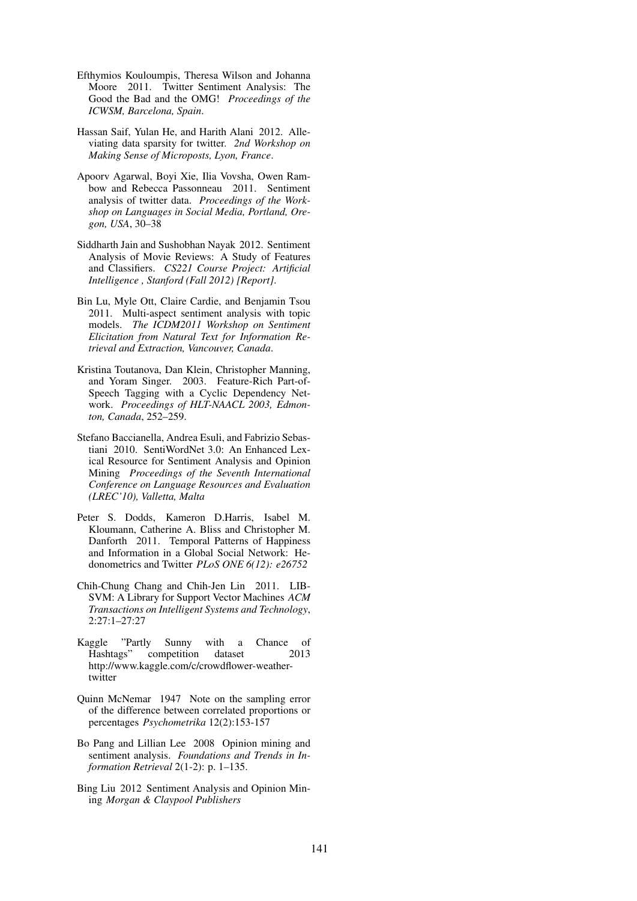Efthymios Kouloumpis, Theresa Wilson and Johanna Moore 2011. Twitter Sentiment Analysis: The Good the Bad and the OMG! *Proceedings of the ICWSM, Barcelona, Spain*.

Hassan Saif, Yulan He, and Harith Alani 2012. Alleviating data sparsity for twitter. *2nd Workshop on Making Sense of Microposts, Lyon, France*.

Apoorv Agarwal, Boyi Xie, Ilia Vovsha, Owen Rambow and Rebecca Passonneau 2011. Sentiment analysis of twitter data. *Proceedings of the Workshop on Languages in Social Media, Portland, Oregon, USA*, 30–38

Siddharth Jain and Sushobhan Nayak 2012. Sentiment Analysis of Movie Reviews: A Study of Features and Classifiers. *CS221 Course Project: Artificial Intelligence , Stanford (Fall 2012) [Report].*

Bin Lu, Myle Ott, Claire Cardie, and Benjamin Tsou 2011. Multi-aspect sentiment analysis with topic models. *The ICDM2011 Workshop on Sentiment Elicitation from Natural Text for Information Retrieval and Extraction, Vancouver, Canada*.

Kristina Toutanova, Dan Klein, Christopher Manning, and Yoram Singer. 2003. Feature-Rich Part-of-Speech Tagging with a Cyclic Dependency Network. *Proceedings of HLT-NAACL 2003, Edmonton, Canada*, 252–259.

Stefano Baccianella, Andrea Esuli, and Fabrizio Sebastiani 2010. SentiWordNet 3.0: An Enhanced Lexical Resource for Sentiment Analysis and Opinion Mining *Proceedings of the Seventh International Conference on Language Resources and Evaluation (LREC'10), Valletta, Malta*

Peter S. Dodds, Kameron D.Harris, Isabel M. Kloumann, Catherine A. Bliss and Christopher M. Danforth 2011. Temporal Patterns of Happiness and Information in a Global Social Network: Hedonometrics and Twitter *PLoS ONE 6(12): e26752*

Chih-Chung Chang and Chih-Jen Lin 2011. LIBSVM: A Library for Support Vector Machines *ACM Transactions on Intelligent Systems and Technology*, 2:27:1–27:27

Kaggle "Partly Sunny with a Chance of Hashtags" competition dataset 2013 http://www.kaggle.com/c/crowdflower-weather-twitter

Quinn McNemar 1947 Note on the sampling error of the difference between correlated proportions or percentages *Psychometrika* 12(2):153-157

Bo Pang and Lillian Lee 2008 Opinion mining and sentiment analysis. *Foundations and Trends in Information Retrieval* 2(1-2): p. 1–135.

Bing Liu 2012 Sentiment Analysis and Opinion Mining *Morgan & Claypool Publishers*